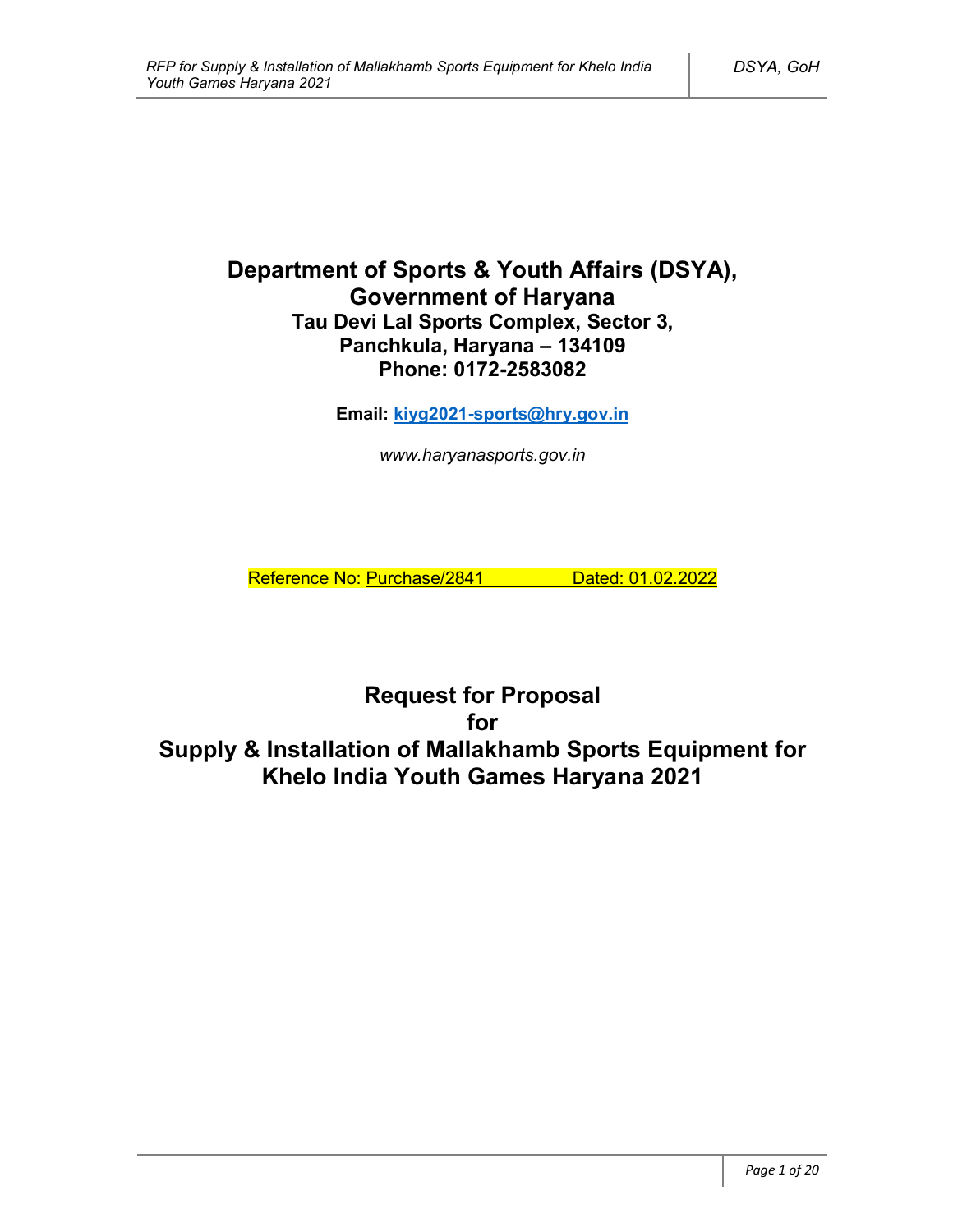# Department of Sports & Youth Affairs (DSYA), Government of Haryana

**Tau Devi Lal Sports Complex, Sector 3,**
**Panchkula, Haryana – 134109**
**Phone: 0172-2583082**

**Email: kiyg2021-sports@hry.gov.in**

*www.haryanasports.gov.in*

Reference No: Purchase/2841 Dated: 01.02.2022

# Request for Proposal for Supply & Installation of Mallakhamb Sports Equipment for Khelo India Youth Games Haryana 2021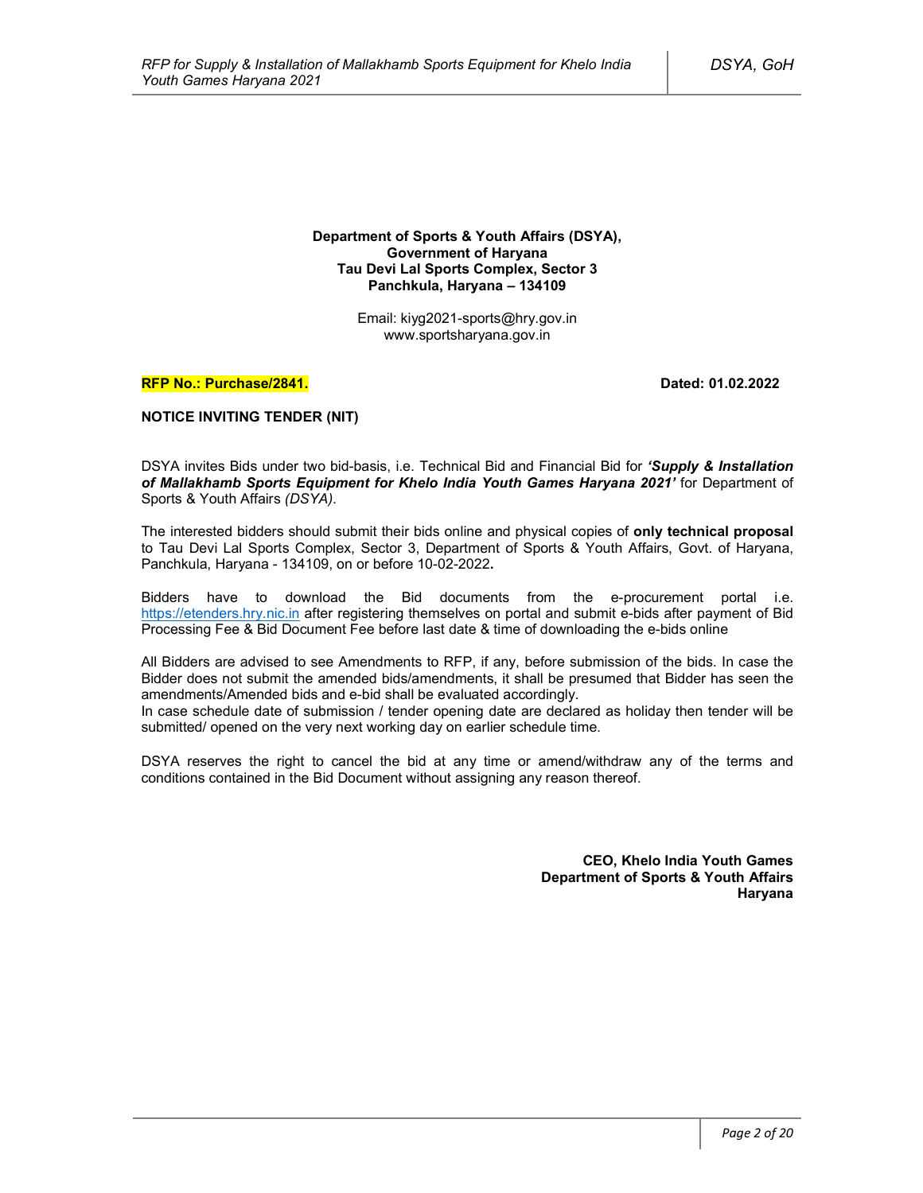**Department of Sports & Youth Affairs (DSYA),**
**Government of Haryana**
**Tau Devi Lal Sports Complex, Sector 3**
**Panchkula, Haryana – 134109**

Email: kiyg2021-sports@hry.gov.in
www.sportsharyana.gov.in

**RFP No.: Purchase/2841.** **Dated: 01.02.2022**

**NOTICE INVITING TENDER (NIT)**

DSYA invites Bids under two bid-basis, i.e. Technical Bid and Financial Bid for ***'Supply & Installation of Mallakhamb Sports Equipment for Khelo India Youth Games Haryana 2021'*** for Department of Sports & Youth Affairs *(DSYA)*.

The interested bidders should submit their bids online and physical copies of **only technical proposal** to Tau Devi Lal Sports Complex, Sector 3, Department of Sports & Youth Affairs, Govt. of Haryana, Panchkula, Haryana - 134109, on or before 10-02-2022**.**

Bidders have to download the Bid documents from the e-procurement portal i.e. https://etenders.hry.nic.in after registering themselves on portal and submit e-bids after payment of Bid Processing Fee & Bid Document Fee before last date & time of downloading the e-bids online

All Bidders are advised to see Amendments to RFP, if any, before submission of the bids. In case the Bidder does not submit the amended bids/amendments, it shall be presumed that Bidder has seen the amendments/Amended bids and e-bid shall be evaluated accordingly.
In case schedule date of submission / tender opening date are declared as holiday then tender will be submitted/ opened on the very next working day on earlier schedule time.

DSYA reserves the right to cancel the bid at any time or amend/withdraw any of the terms and conditions contained in the Bid Document without assigning any reason thereof.

**CEO, Khelo India Youth Games**
**Department of Sports & Youth Affairs**
**Haryana**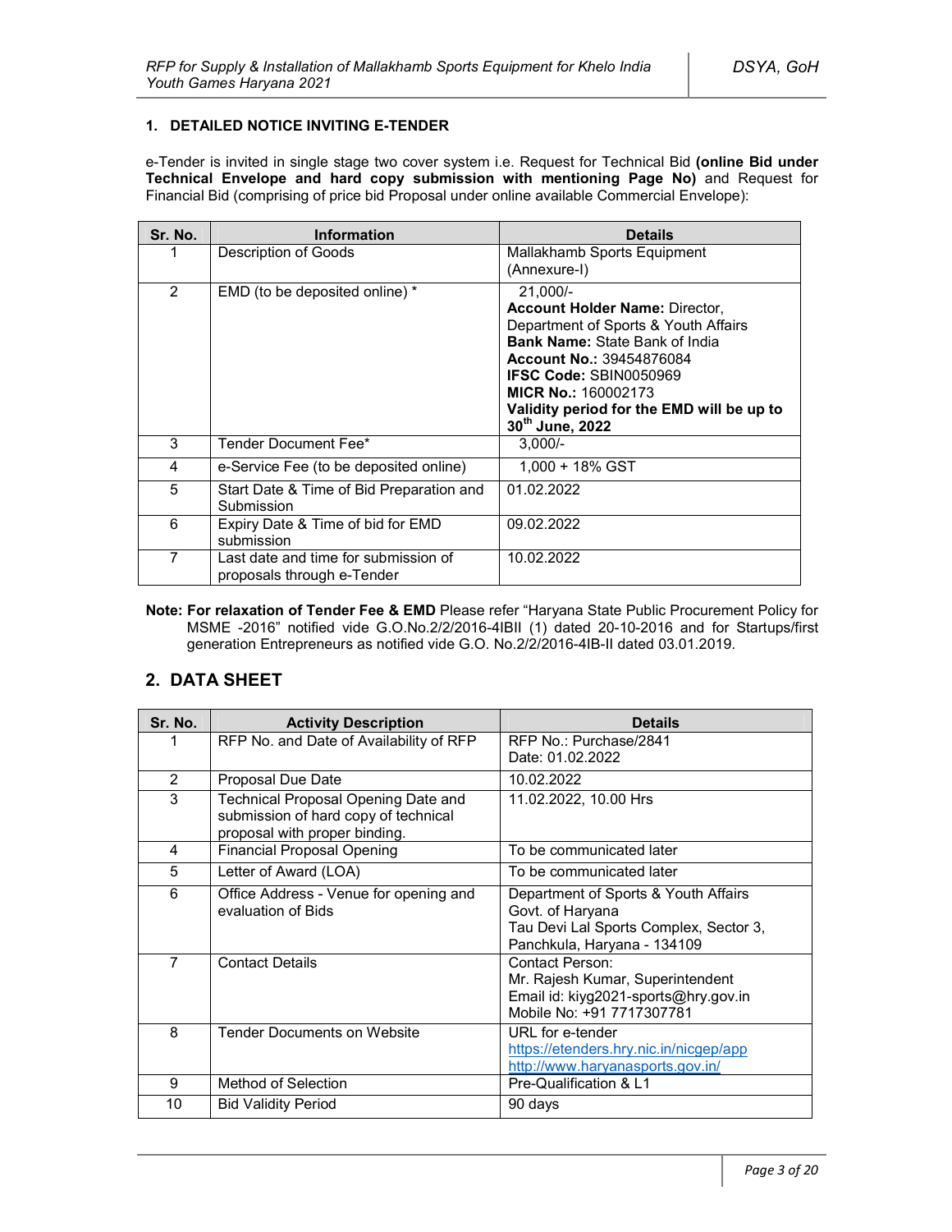## 1. DETAILED NOTICE INVITING E-TENDER

e-Tender is invited in single stage two cover system i.e. Request for Technical Bid **(online Bid under Technical Envelope and hard copy submission with mentioning Page No)** and Request for Financial Bid (comprising of price bid Proposal under online available Commercial Envelope):

| Sr. No. | Information | Details |
|---|---|---|
| 1 | Description of Goods | Mallakhamb Sports Equipment (Annexure-I) |
| 2 | EMD (to be deposited online) * | 21,000/- **Account Holder Name:** Director, Department of Sports & Youth Affairs **Bank Name:** State Bank of India **Account No.:** 39454876084 **IFSC Code:** SBIN0050969 **MICR No.:** 160002173 **Validity period for the EMD will be up to 30th June, 2022** |
| 3 | Tender Document Fee* | 3,000/- |
| 4 | e-Service Fee (to be deposited online) | 1,000 + 18% GST |
| 5 | Start Date & Time of Bid Preparation and Submission | 01.02.2022 |
| 6 | Expiry Date & Time of bid for EMD submission | 09.02.2022 |
| 7 | Last date and time for submission of proposals through e-Tender | 10.02.2022 |

**Note: For relaxation of Tender Fee & EMD** Please refer "Haryana State Public Procurement Policy for MSME -2016" notified vide G.O.No.2/2/2016-4IBII (1) dated 20-10-2016 and for Startups/first generation Entrepreneurs as notified vide G.O. No.2/2/2016-4IB-II dated 03.01.2019.

## 2. DATA SHEET

| Sr. No. | Activity Description | Details |
|---|---|---|
| 1 | RFP No. and Date of Availability of RFP | RFP No.: Purchase/2841 Date: 01.02.2022 |
| 2 | Proposal Due Date | 10.02.2022 |
| 3 | Technical Proposal Opening Date and submission of hard copy of technical proposal with proper binding. | 11.02.2022, 10.00 Hrs |
| 4 | Financial Proposal Opening | To be communicated later |
| 5 | Letter of Award (LOA) | To be communicated later |
| 6 | Office Address - Venue for opening and evaluation of Bids | Department of Sports & Youth Affairs Govt. of Haryana Tau Devi Lal Sports Complex, Sector 3, Panchkula, Haryana - 134109 |
| 7 | Contact Details | Contact Person: Mr. Rajesh Kumar, Superintendent Email id: kiyg2021-sports@hry.gov.in Mobile No: +91 7717307781 |
| 8 | Tender Documents on Website | URL for e-tender https://etenders.hry.nic.in/nicgep/app http://www.haryanasports.gov.in/ |
| 9 | Method of Selection | Pre-Qualification & L1 |
| 10 | Bid Validity Period | 90 days |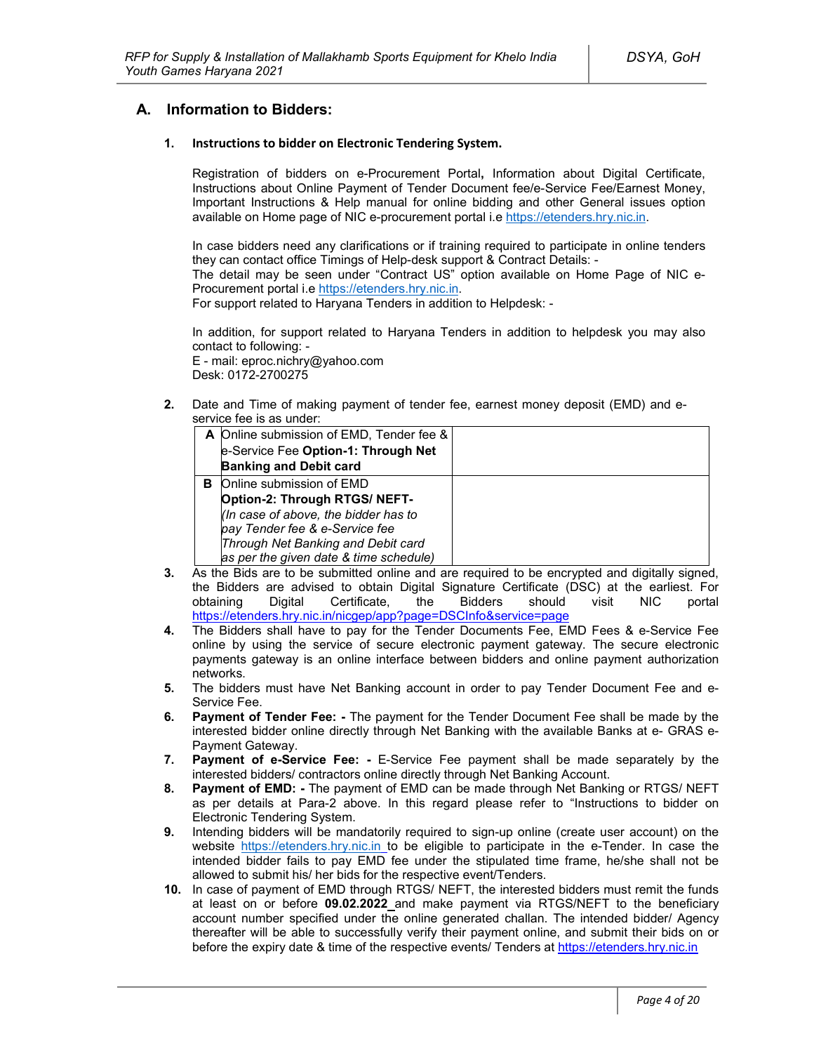## A. Information to Bidders:

### 1. Instructions to bidder on Electronic Tendering System.

Registration of bidders on e-Procurement Portal**,** Information about Digital Certificate, Instructions about Online Payment of Tender Document fee/e-Service Fee/Earnest Money, Important Instructions & Help manual for online bidding and other General issues option available on Home page of NIC e-procurement portal i.e https://etenders.hry.nic.in.

In case bidders need any clarifications or if training required to participate in online tenders they can contact office Timings of Help-desk support & Contract Details: -
The detail may be seen under "Contract US" option available on Home Page of NIC e-Procurement portal i.e https://etenders.hry.nic.in.
For support related to Haryana Tenders in addition to Helpdesk: -

In addition, for support related to Haryana Tenders in addition to helpdesk you may also contact to following: -
E - mail: eproc.nichry@yahoo.com
Desk: 0172-2700275

**2.** Date and Time of making payment of tender fee, earnest money deposit (EMD) and e-service fee is as under:

| | | |
|---|---|---|
| **A** | Online submission of EMD, Tender fee & e-Service Fee **Option-1: Through Net Banking and Debit card** | |
| **B** | Online submission of EMD **Option-2: Through RTGS/ NEFT-** *(In case of above, the bidder has to pay Tender fee & e-Service fee Through Net Banking and Debit card as per the given date & time schedule)* | |

**3.** As the Bids are to be submitted online and are required to be encrypted and digitally signed, the Bidders are advised to obtain Digital Signature Certificate (DSC) at the earliest. For obtaining Digital Certificate, the Bidders should visit NIC portal https://etenders.hry.nic.in/nicgep/app?page=DSCInfo&service=page

**4.** The Bidders shall have to pay for the Tender Documents Fee, EMD Fees & e-Service Fee online by using the service of secure electronic payment gateway. The secure electronic payments gateway is an online interface between bidders and online payment authorization networks.

**5.** The bidders must have Net Banking account in order to pay Tender Document Fee and e-Service Fee.

**6.** **Payment of Tender Fee: -** The payment for the Tender Document Fee shall be made by the interested bidder online directly through Net Banking with the available Banks at e- GRAS e-Payment Gateway.

**7.** **Payment of e-Service Fee: -** E-Service Fee payment shall be made separately by the interested bidders/ contractors online directly through Net Banking Account.

**8.** **Payment of EMD: -** The payment of EMD can be made through Net Banking or RTGS/ NEFT as per details at Para-2 above. In this regard please refer to "Instructions to bidder on Electronic Tendering System.

**9.** Intending bidders will be mandatorily required to sign-up online (create user account) on the website https://etenders.hry.nic.in to be eligible to participate in the e-Tender. In case the intended bidder fails to pay EMD fee under the stipulated time frame, he/she shall not be allowed to submit his/ her bids for the respective event/Tenders.

**10.** In case of payment of EMD through RTGS/ NEFT, the interested bidders must remit the funds at least on or before **09.02.2022** and make payment via RTGS/NEFT to the beneficiary account number specified under the online generated challan. The intended bidder/ Agency thereafter will be able to successfully verify their payment online, and submit their bids on or before the expiry date & time of the respective events/ Tenders at https://etenders.hry.nic.in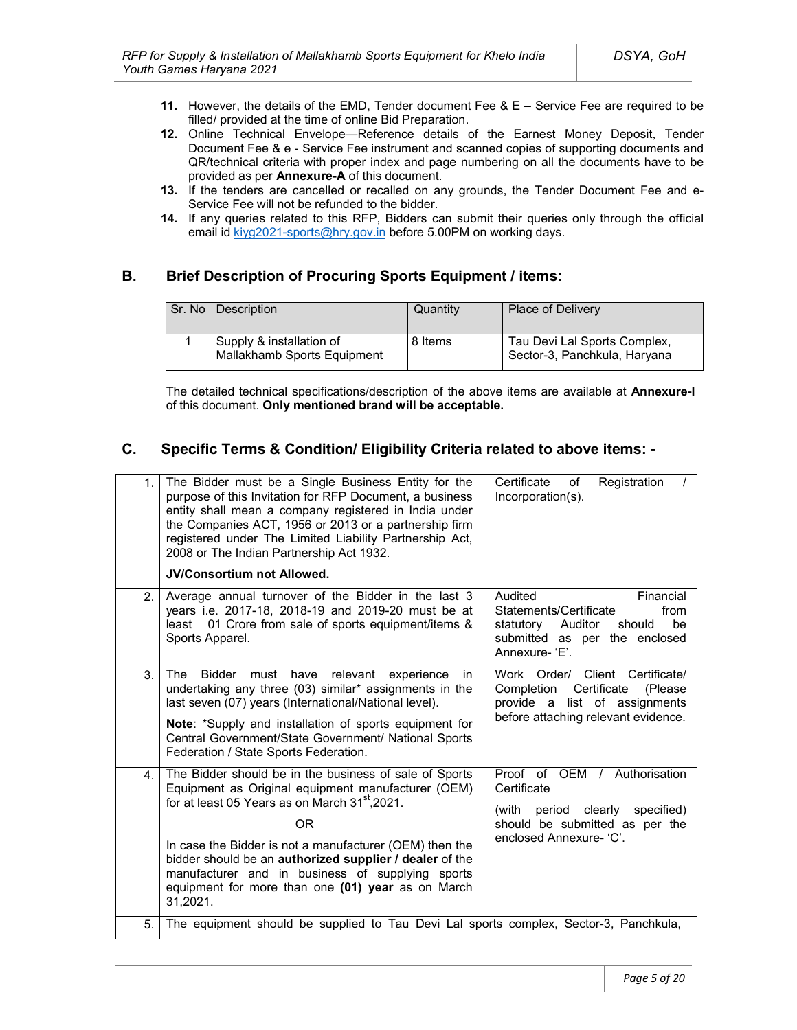11. However, the details of the EMD, Tender document Fee & E – Service Fee are required to be filled/ provided at the time of online Bid Preparation.
12. Online Technical Envelope—Reference details of the Earnest Money Deposit, Tender Document Fee & e - Service Fee instrument and scanned copies of supporting documents and QR/technical criteria with proper index and page numbering on all the documents have to be provided as per **Annexure-A** of this document.
13. If the tenders are cancelled or recalled on any grounds, the Tender Document Fee and e-Service Fee will not be refunded to the bidder.
14. If any queries related to this RFP, Bidders can submit their queries only through the official email id kiyg2021-sports@hry.gov.in before 5.00PM on working days.

## B. Brief Description of Procuring Sports Equipment / items:

| Sr. No | Description | Quantity | Place of Delivery |
|---|---|---|---|
| 1 | Supply & installation of Mallakhamb Sports Equipment | 8 Items | Tau Devi Lal Sports Complex, Sector-3, Panchkula, Haryana |

The detailed technical specifications/description of the above items are available at **Annexure-I** of this document. **Only mentioned brand will be acceptable.**

## C. Specific Terms & Condition/ Eligibility Criteria related to above items: -

| | | |
|---|---|---|
| 1. | The Bidder must be a Single Business Entity for the purpose of this Invitation for RFP Document, a business entity shall mean a company registered in India under the Companies ACT, 1956 or 2013 or a partnership firm registered under The Limited Liability Partnership Act, 2008 or The Indian Partnership Act 1932.<br><br>**JV/Consortium not Allowed.** | Certificate of Registration / Incorporation(s). |
| 2. | Average annual turnover of the Bidder in the last 3 years i.e. 2017-18, 2018-19 and 2019-20 must be at least 01 Crore from sale of sports equipment/items & Sports Apparel. | Audited Financial Statements/Certificate from statutory Auditor should be submitted as per the enclosed Annexure- 'E'. |
| 3. | The Bidder must have relevant experience in undertaking any three (03) similar* assignments in the last seven (07) years (International/National level).<br><br>**Note**: *Supply and installation of sports equipment for Central Government/State Government/ National Sports Federation / State Sports Federation. | Work Order/ Client Certificate/ Completion Certificate (Please provide a list of assignments before attaching relevant evidence. |
| 4. | The Bidder should be in the business of sale of Sports Equipment as Original equipment manufacturer (OEM) for at least 05 Years as on March 31st,2021.<br><br>OR<br><br>In case the Bidder is not a manufacturer (OEM) then the bidder should be an **authorized supplier / dealer** of the manufacturer and in business of supplying sports equipment for more than one **(01) year** as on March 31,2021. | Proof of OEM / Authorisation Certificate<br><br>(with period clearly specified) should be submitted as per the enclosed Annexure- 'C'. |
| 5. | The equipment should be supplied to Tau Devi Lal sports complex, Sector-3, Panchkula, | |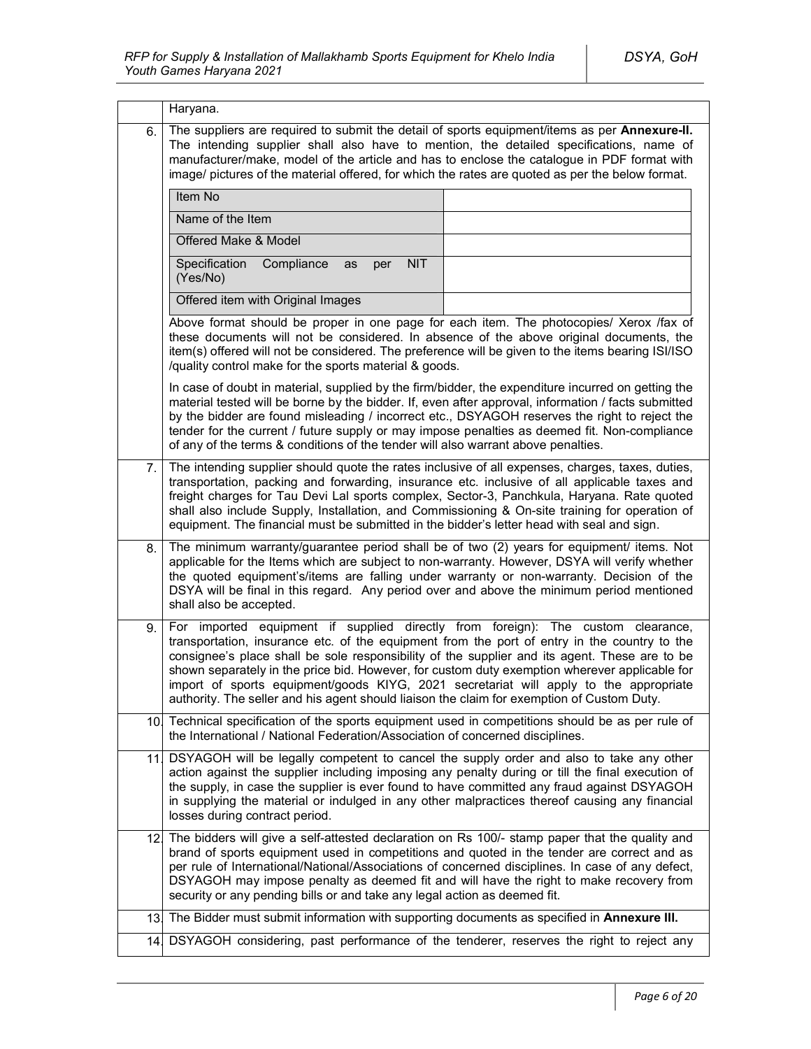| | |
|---|---|
| | Haryana. |
| 6. | The suppliers are required to submit the detail of sports equipment/items as per **Annexure-II.** The intending supplier shall also have to mention, the detailed specifications, name of manufacturer/make, model of the article and has to enclose the catalogue in PDF format with image/ pictures of the material offered, for which the rates are quoted as per the below format.<br><br>Item No: ____<br>Name of the Item: ____<br>Offered Make & Model: ____<br>Specification Compliance as per NIT (Yes/No): ____<br>Offered item with Original Images: ____<br><br>Above format should be proper in one page for each item. The photocopies/ Xerox /fax of these documents will not be considered. In absence of the above original documents, the item(s) offered will not be considered. The preference will be given to the items bearing ISI/ISO /quality control make for the sports material & goods.<br><br>In case of doubt in material, supplied by the firm/bidder, the expenditure incurred on getting the material tested will be borne by the bidder. If, even after approval, information / facts submitted by the bidder are found misleading / incorrect etc., DSYAGOH reserves the right to reject the tender for the current / future supply or may impose penalties as deemed fit. Non-compliance of any of the terms & conditions of the tender will also warrant above penalties. |
| 7. | The intending supplier should quote the rates inclusive of all expenses, charges, taxes, duties, transportation, packing and forwarding, insurance etc. inclusive of all applicable taxes and freight charges for Tau Devi Lal sports complex, Sector-3, Panchkula, Haryana. Rate quoted shall also include Supply, Installation, and Commissioning & On-site training for operation of equipment. The financial must be submitted in the bidder's letter head with seal and sign. |
| 8. | The minimum warranty/guarantee period shall be of two (2) years for equipment/ items. Not applicable for the Items which are subject to non-warranty. However, DSYA will verify whether the quoted equipment's/items are falling under warranty or non-warranty. Decision of the DSYA will be final in this regard. Any period over and above the minimum period mentioned shall also be accepted. |
| 9. | For imported equipment if supplied directly from foreign): The custom clearance, transportation, insurance etc. of the equipment from the port of entry in the country to the consignee's place shall be sole responsibility of the supplier and its agent. These are to be shown separately in the price bid. However, for custom duty exemption wherever applicable for import of sports equipment/goods KIYG, 2021 secretariat will apply to the appropriate authority. The seller and his agent should liaison the claim for exemption of Custom Duty. |
| 10. | Technical specification of the sports equipment used in competitions should be as per rule of the International / National Federation/Association of concerned disciplines. |
| 11. | DSYAGOH will be legally competent to cancel the supply order and also to take any other action against the supplier including imposing any penalty during or till the final execution of the supply, in case the supplier is ever found to have committed any fraud against DSYAGOH in supplying the material or indulged in any other malpractices thereof causing any financial losses during contract period. |
| 12. | The bidders will give a self-attested declaration on Rs 100/- stamp paper that the quality and brand of sports equipment used in competitions and quoted in the tender are correct and as per rule of International/National/Associations of concerned disciplines. In case of any defect, DSYAGOH may impose penalty as deemed fit and will have the right to make recovery from security or any pending bills or and take any legal action as deemed fit. |
| 13. | The Bidder must submit information with supporting documents as specified in **Annexure III.** |
| 14. | DSYAGOH considering, past performance of the tenderer, reserves the right to reject any |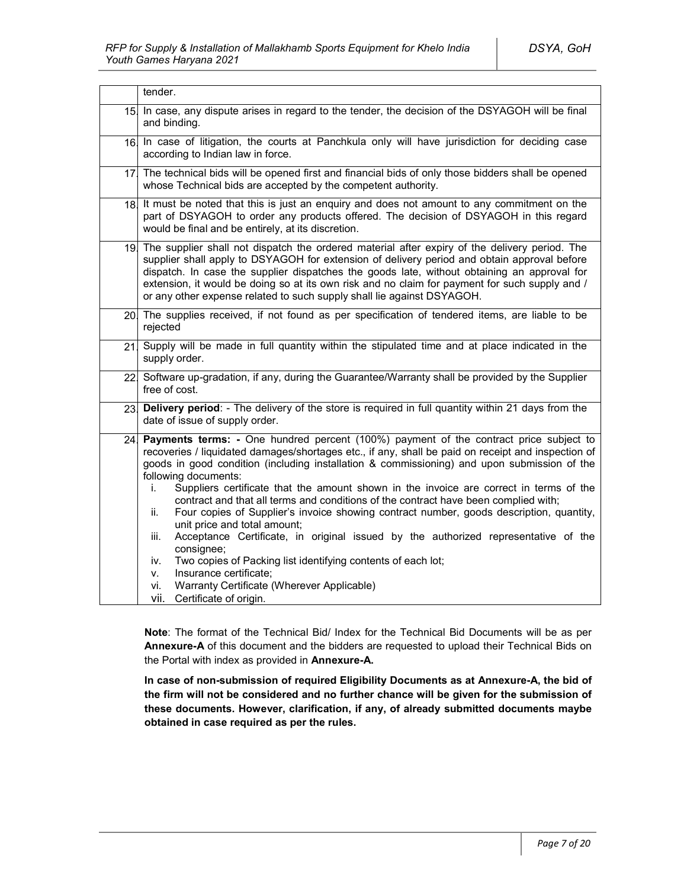|  |  |
|---|---|
|  | tender. |
| 15. | In case, any dispute arises in regard to the tender, the decision of the DSYAGOH will be final and binding. |
| 16. | In case of litigation, the courts at Panchkula only will have jurisdiction for deciding case according to Indian law in force. |
| 17. | The technical bids will be opened first and financial bids of only those bidders shall be opened whose Technical bids are accepted by the competent authority. |
| 18. | It must be noted that this is just an enquiry and does not amount to any commitment on the part of DSYAGOH to order any products offered. The decision of DSYAGOH in this regard would be final and be entirely, at its discretion. |
| 19. | The supplier shall not dispatch the ordered material after expiry of the delivery period. The supplier shall apply to DSYAGOH for extension of delivery period and obtain approval before dispatch. In case the supplier dispatches the goods late, without obtaining an approval for extension, it would be doing so at its own risk and no claim for payment for such supply and / or any other expense related to such supply shall lie against DSYAGOH. |
| 20. | The supplies received, if not found as per specification of tendered items, are liable to be rejected |
| 21. | Supply will be made in full quantity within the stipulated time and at place indicated in the supply order. |
| 22. | Software up-gradation, if any, during the Guarantee/Warranty shall be provided by the Supplier free of cost. |
| 23. | **Delivery period**: - The delivery of the store is required in full quantity within 21 days from the date of issue of supply order. |
| 24. | **Payments terms: -** One hundred percent (100%) payment of the contract price subject to recoveries / liquidated damages/shortages etc., if any, shall be paid on receipt and inspection of goods in good condition (including installation & commissioning) and upon submission of the following documents:<br>i. Suppliers certificate that the amount shown in the invoice are correct in terms of the contract and that all terms and conditions of the contract have been complied with;<br>ii. Four copies of Supplier's invoice showing contract number, goods description, quantity, unit price and total amount;<br>iii. Acceptance Certificate, in original issued by the authorized representative of the consignee;<br>iv. Two copies of Packing list identifying contents of each lot;<br>v. Insurance certificate;<br>vi. Warranty Certificate (Wherever Applicable)<br>vii. Certificate of origin. |

**Note**: The format of the Technical Bid/ Index for the Technical Bid Documents will be as per **Annexure-A** of this document and the bidders are requested to upload their Technical Bids on the Portal with index as provided in **Annexure-A.**

**In case of non-submission of required Eligibility Documents as at Annexure-A, the bid of the firm will not be considered and no further chance will be given for the submission of these documents. However, clarification, if any, of already submitted documents maybe obtained in case required as per the rules.**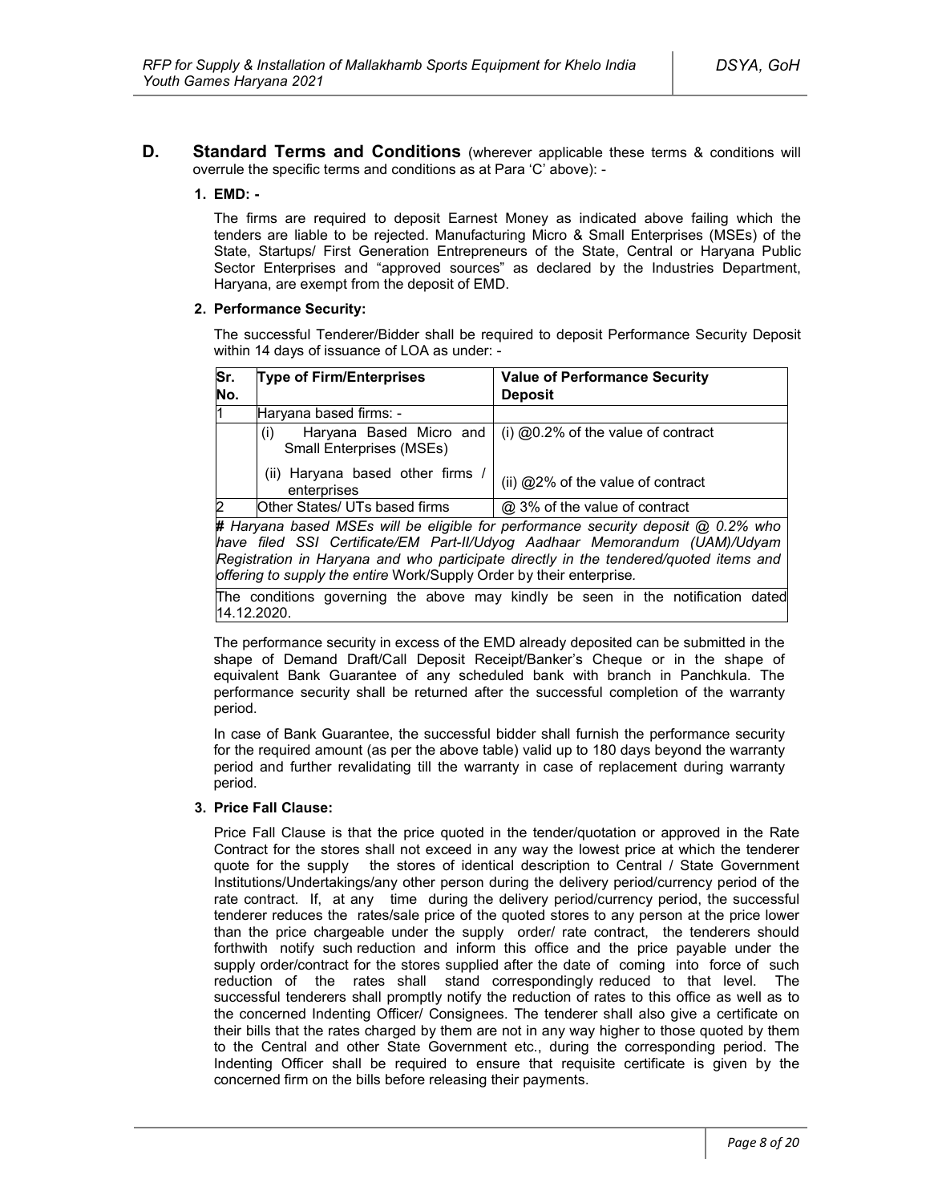**D. Standard Terms and Conditions** (wherever applicable these terms & conditions will overrule the specific terms and conditions as at Para 'C' above): -

**1. EMD: -**

The firms are required to deposit Earnest Money as indicated above failing which the tenders are liable to be rejected. Manufacturing Micro & Small Enterprises (MSEs) of the State, Startups/ First Generation Entrepreneurs of the State, Central or Haryana Public Sector Enterprises and "approved sources" as declared by the Industries Department, Haryana, are exempt from the deposit of EMD.

**2. Performance Security:**

The successful Tenderer/Bidder shall be required to deposit Performance Security Deposit within 14 days of issuance of LOA as under: -

| Sr. No. | Type of Firm/Enterprises | Value of Performance Security Deposit |
|---|---|---|
| 1 | Haryana based firms: - | |
| | (i) Haryana Based Micro and Small Enterprises (MSEs) | (i) @0.2% of the value of contract |
| | (ii) Haryana based other firms / enterprises | (ii) @2% of the value of contract |
| 2 | Other States/ UTs based firms | @ 3% of the value of contract |

***#** Haryana based MSEs will be eligible for performance security deposit @ 0.2% who have filed SSI Certificate/EM Part-II/Udyog Aadhaar Memorandum (UAM)/Udyam Registration in Haryana and who participate directly in the tendered/quoted items and offering to supply the entire* Work/Supply Order by their enterprise*.*

The conditions governing the above may kindly be seen in the notification dated 14.12.2020.

The performance security in excess of the EMD already deposited can be submitted in the shape of Demand Draft/Call Deposit Receipt/Banker's Cheque or in the shape of equivalent Bank Guarantee of any scheduled bank with branch in Panchkula. The performance security shall be returned after the successful completion of the warranty period.

In case of Bank Guarantee, the successful bidder shall furnish the performance security for the required amount (as per the above table) valid up to 180 days beyond the warranty period and further revalidating till the warranty in case of replacement during warranty period.

**3. Price Fall Clause:**

Price Fall Clause is that the price quoted in the tender/quotation or approved in the Rate Contract for the stores shall not exceed in any way the lowest price at which the tenderer quote for the supply the stores of identical description to Central / State Government Institutions/Undertakings/any other person during the delivery period/currency period of the rate contract. If, at any time during the delivery period/currency period, the successful tenderer reduces the rates/sale price of the quoted stores to any person at the price lower than the price chargeable under the supply order/ rate contract, the tenderers should forthwith notify such reduction and inform this office and the price payable under the supply order/contract for the stores supplied after the date of coming into force of such reduction of the rates shall stand correspondingly reduced to that level. The successful tenderers shall promptly notify the reduction of rates to this office as well as to the concerned Indenting Officer/ Consignees. The tenderer shall also give a certificate on their bills that the rates charged by them are not in any way higher to those quoted by them to the Central and other State Government etc., during the corresponding period. The Indenting Officer shall be required to ensure that requisite certificate is given by the concerned firm on the bills before releasing their payments.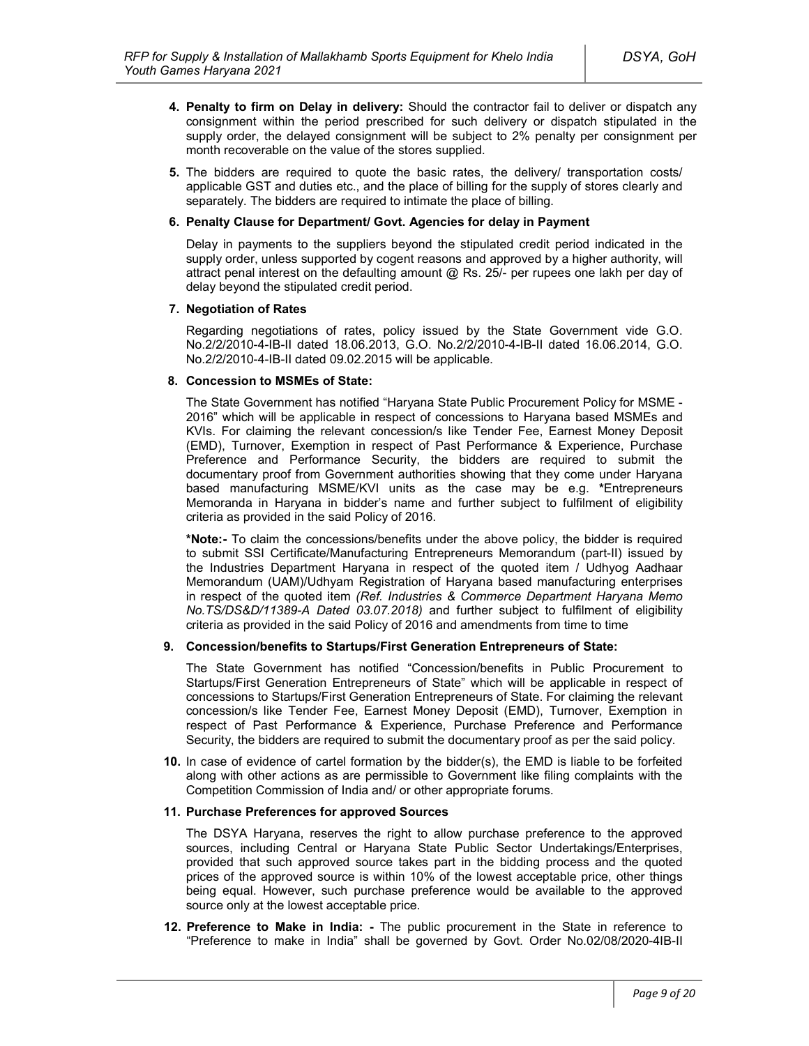**4. Penalty to firm on Delay in delivery:** Should the contractor fail to deliver or dispatch any consignment within the period prescribed for such delivery or dispatch stipulated in the supply order, the delayed consignment will be subject to 2% penalty per consignment per month recoverable on the value of the stores supplied.

**5.** The bidders are required to quote the basic rates, the delivery/ transportation costs/ applicable GST and duties etc., and the place of billing for the supply of stores clearly and separately. The bidders are required to intimate the place of billing.

**6. Penalty Clause for Department/ Govt. Agencies for delay in Payment**

Delay in payments to the suppliers beyond the stipulated credit period indicated in the supply order, unless supported by cogent reasons and approved by a higher authority, will attract penal interest on the defaulting amount @ Rs. 25/- per rupees one lakh per day of delay beyond the stipulated credit period.

**7. Negotiation of Rates**

Regarding negotiations of rates, policy issued by the State Government vide G.O. No.2/2/2010-4-IB-II dated 18.06.2013, G.O. No.2/2/2010-4-IB-II dated 16.06.2014, G.O. No.2/2/2010-4-IB-II dated 09.02.2015 will be applicable.

**8. Concession to MSMEs of State:**

The State Government has notified "Haryana State Public Procurement Policy for MSME - 2016" which will be applicable in respect of concessions to Haryana based MSMEs and KVIs. For claiming the relevant concession/s like Tender Fee, Earnest Money Deposit (EMD), Turnover, Exemption in respect of Past Performance & Experience, Purchase Preference and Performance Security, the bidders are required to submit the documentary proof from Government authorities showing that they come under Haryana based manufacturing MSME/KVI units as the case may be e.g. **\***Entrepreneurs Memoranda in Haryana in bidder's name and further subject to fulfilment of eligibility criteria as provided in the said Policy of 2016.

**\*Note:-** To claim the concessions/benefits under the above policy, the bidder is required to submit SSI Certificate/Manufacturing Entrepreneurs Memorandum (part-II) issued by the Industries Department Haryana in respect of the quoted item / Udhyog Aadhaar Memorandum (UAM)/Udhyam Registration of Haryana based manufacturing enterprises in respect of the quoted item *(Ref. Industries & Commerce Department Haryana Memo No.TS/DS&D/11389-A Dated 03.07.2018)* and further subject to fulfilment of eligibility criteria as provided in the said Policy of 2016 and amendments from time to time

**9. Concession/benefits to Startups/First Generation Entrepreneurs of State:**

The State Government has notified "Concession/benefits in Public Procurement to Startups/First Generation Entrepreneurs of State" which will be applicable in respect of concessions to Startups/First Generation Entrepreneurs of State. For claiming the relevant concession/s like Tender Fee, Earnest Money Deposit (EMD), Turnover, Exemption in respect of Past Performance & Experience, Purchase Preference and Performance Security, the bidders are required to submit the documentary proof as per the said policy.

**10.** In case of evidence of cartel formation by the bidder(s), the EMD is liable to be forfeited along with other actions as are permissible to Government like filing complaints with the Competition Commission of India and/ or other appropriate forums.

**11. Purchase Preferences for approved Sources**

The DSYA Haryana, reserves the right to allow purchase preference to the approved sources, including Central or Haryana State Public Sector Undertakings/Enterprises, provided that such approved source takes part in the bidding process and the quoted prices of the approved source is within 10% of the lowest acceptable price, other things being equal. However, such purchase preference would be available to the approved source only at the lowest acceptable price.

**12. Preference to Make in India: -** The public procurement in the State in reference to "Preference to make in India" shall be governed by Govt. Order No.02/08/2020-4IB-II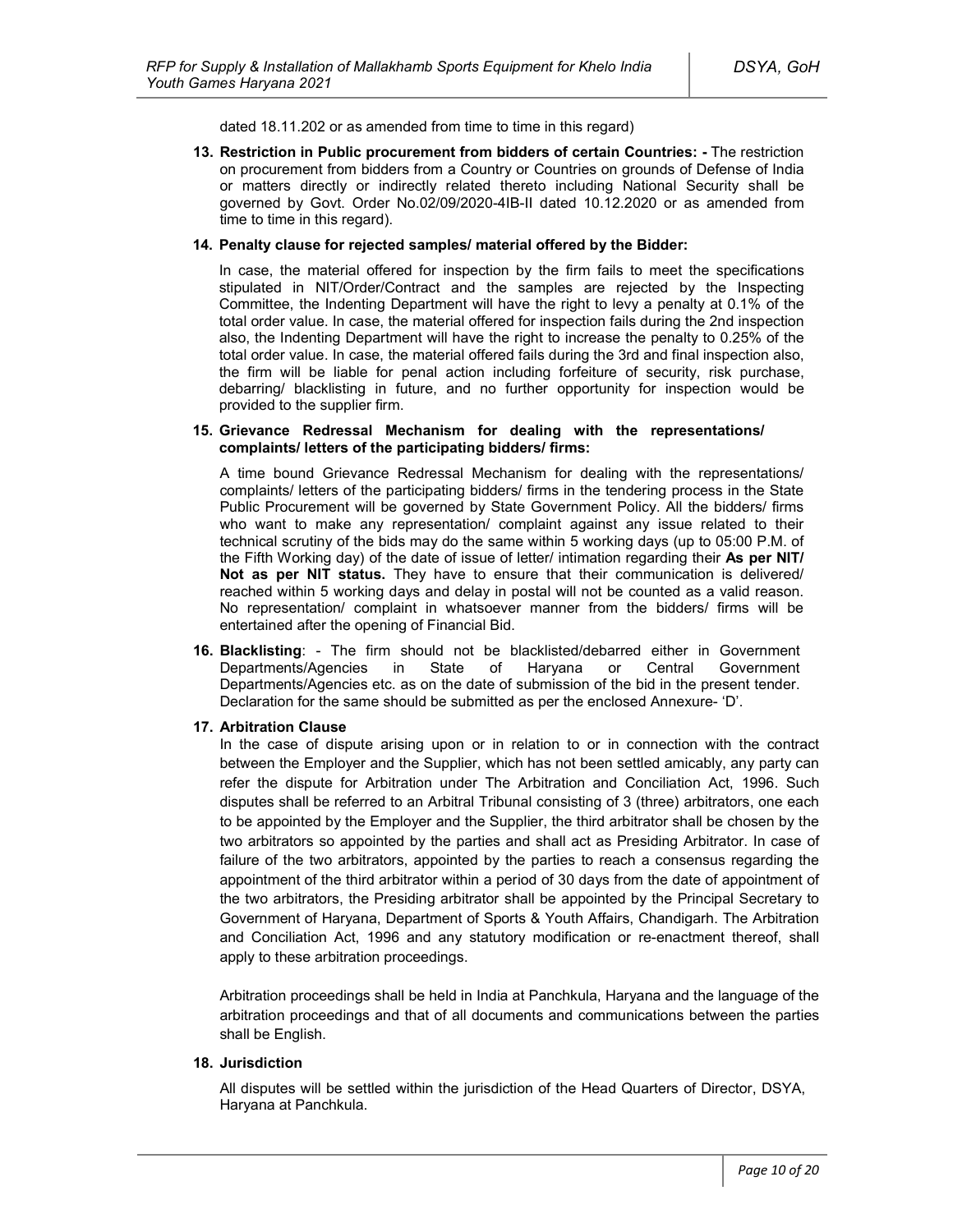dated 18.11.202 or as amended from time to time in this regard)

13. **Restriction in Public procurement from bidders of certain Countries: -** The restriction on procurement from bidders from a Country or Countries on grounds of Defense of India or matters directly or indirectly related thereto including National Security shall be governed by Govt. Order No.02/09/2020-4IB-II dated 10.12.2020 or as amended from time to time in this regard).

14. **Penalty clause for rejected samples/ material offered by the Bidder:**

    In case, the material offered for inspection by the firm fails to meet the specifications stipulated in NIT/Order/Contract and the samples are rejected by the Inspecting Committee, the Indenting Department will have the right to levy a penalty at 0.1% of the total order value. In case, the material offered for inspection fails during the 2nd inspection also, the Indenting Department will have the right to increase the penalty to 0.25% of the total order value. In case, the material offered fails during the 3rd and final inspection also, the firm will be liable for penal action including forfeiture of security, risk purchase, debarring/ blacklisting in future, and no further opportunity for inspection would be provided to the supplier firm.

15. **Grievance Redressal Mechanism for dealing with the representations/ complaints/ letters of the participating bidders/ firms:**

    A time bound Grievance Redressal Mechanism for dealing with the representations/ complaints/ letters of the participating bidders/ firms in the tendering process in the State Public Procurement will be governed by State Government Policy. All the bidders/ firms who want to make any representation/ complaint against any issue related to their technical scrutiny of the bids may do the same within 5 working days (up to 05:00 P.M. of the Fifth Working day) of the date of issue of letter/ intimation regarding their **As per NIT/ Not as per NIT status.** They have to ensure that their communication is delivered/ reached within 5 working days and delay in postal will not be counted as a valid reason. No representation/ complaint in whatsoever manner from the bidders/ firms will be entertained after the opening of Financial Bid.

16. **Blacklisting**: - The firm should not be blacklisted/debarred either in Government Departments/Agencies in State of Haryana or Central Government Departments/Agencies etc. as on the date of submission of the bid in the present tender. Declaration for the same should be submitted as per the enclosed Annexure- 'D'.

17. **Arbitration Clause**

    In the case of dispute arising upon or in relation to or in connection with the contract between the Employer and the Supplier, which has not been settled amicably, any party can refer the dispute for Arbitration under The Arbitration and Conciliation Act, 1996. Such disputes shall be referred to an Arbitral Tribunal consisting of 3 (three) arbitrators, one each to be appointed by the Employer and the Supplier, the third arbitrator shall be chosen by the two arbitrators so appointed by the parties and shall act as Presiding Arbitrator. In case of failure of the two arbitrators, appointed by the parties to reach a consensus regarding the appointment of the third arbitrator within a period of 30 days from the date of appointment of the two arbitrators, the Presiding arbitrator shall be appointed by the Principal Secretary to Government of Haryana, Department of Sports & Youth Affairs, Chandigarh. The Arbitration and Conciliation Act, 1996 and any statutory modification or re-enactment thereof, shall apply to these arbitration proceedings.

    Arbitration proceedings shall be held in India at Panchkula, Haryana and the language of the arbitration proceedings and that of all documents and communications between the parties shall be English.

18. **Jurisdiction**

    All disputes will be settled within the jurisdiction of the Head Quarters of Director, DSYA, Haryana at Panchkula.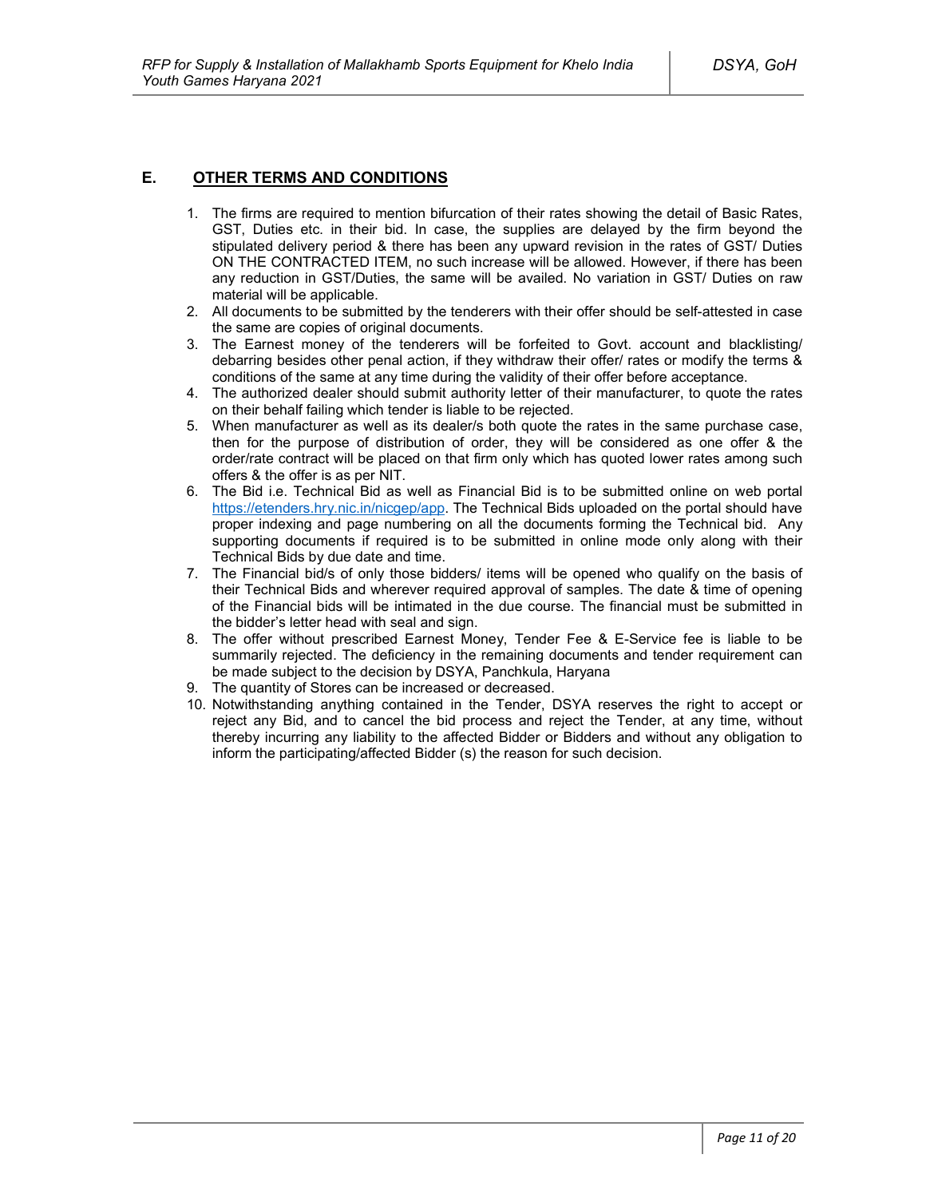## E. OTHER TERMS AND CONDITIONS

1. The firms are required to mention bifurcation of their rates showing the detail of Basic Rates, GST, Duties etc. in their bid. In case, the supplies are delayed by the firm beyond the stipulated delivery period & there has been any upward revision in the rates of GST/ Duties ON THE CONTRACTED ITEM, no such increase will be allowed. However, if there has been any reduction in GST/Duties, the same will be availed. No variation in GST/ Duties on raw material will be applicable.
2. All documents to be submitted by the tenderers with their offer should be self-attested in case the same are copies of original documents.
3. The Earnest money of the tenderers will be forfeited to Govt. account and blacklisting/ debarring besides other penal action, if they withdraw their offer/ rates or modify the terms & conditions of the same at any time during the validity of their offer before acceptance.
4. The authorized dealer should submit authority letter of their manufacturer, to quote the rates on their behalf failing which tender is liable to be rejected.
5. When manufacturer as well as its dealer/s both quote the rates in the same purchase case, then for the purpose of distribution of order, they will be considered as one offer & the order/rate contract will be placed on that firm only which has quoted lower rates among such offers & the offer is as per NIT.
6. The Bid i.e. Technical Bid as well as Financial Bid is to be submitted online on web portal https://etenders.hry.nic.in/nicgep/app. The Technical Bids uploaded on the portal should have proper indexing and page numbering on all the documents forming the Technical bid. Any supporting documents if required is to be submitted in online mode only along with their Technical Bids by due date and time.
7. The Financial bid/s of only those bidders/ items will be opened who qualify on the basis of their Technical Bids and wherever required approval of samples. The date & time of opening of the Financial bids will be intimated in the due course. The financial must be submitted in the bidder's letter head with seal and sign.
8. The offer without prescribed Earnest Money, Tender Fee & E-Service fee is liable to be summarily rejected. The deficiency in the remaining documents and tender requirement can be made subject to the decision by DSYA, Panchkula, Haryana
9. The quantity of Stores can be increased or decreased.
10. Notwithstanding anything contained in the Tender, DSYA reserves the right to accept or reject any Bid, and to cancel the bid process and reject the Tender, at any time, without thereby incurring any liability to the affected Bidder or Bidders and without any obligation to inform the participating/affected Bidder (s) the reason for such decision.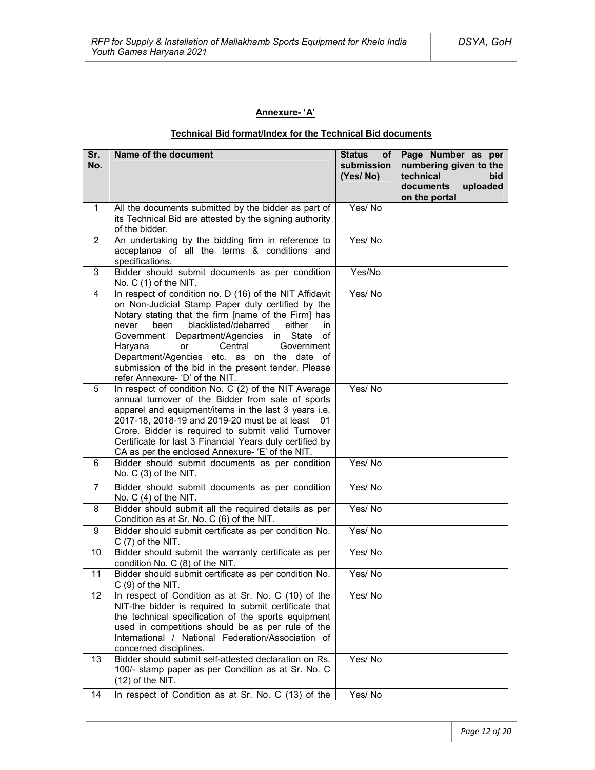**Annexure- 'A'**

**Technical Bid format/Index for the Technical Bid documents**

| Sr. No. | Name of the document | Status of submission (Yes/ No) | Page Number as per numbering given to the technical bid documents uploaded on the portal |
|---|---|---|---|
| 1 | All the documents submitted by the bidder as part of its Technical Bid are attested by the signing authority of the bidder. | Yes/ No | |
| 2 | An undertaking by the bidding firm in reference to acceptance of all the terms & conditions and specifications. | Yes/ No | |
| 3 | Bidder should submit documents as per condition No. C (1) of the NIT. | Yes/No | |
| 4 | In respect of condition no. D (16) of the NIT Affidavit on Non-Judicial Stamp Paper duly certified by the Notary stating that the firm [name of the Firm] has never been blacklisted/debarred either in Government Department/Agencies in State of Haryana or Central Government Department/Agencies etc. as on the date of submission of the bid in the present tender. Please refer Annexure- 'D' of the NIT. | Yes/ No | |
| 5 | In respect of condition No. C (2) of the NIT Average annual turnover of the Bidder from sale of sports apparel and equipment/items in the last 3 years i.e. 2017-18, 2018-19 and 2019-20 must be at least 01 Crore. Bidder is required to submit valid Turnover Certificate for last 3 Financial Years duly certified by CA as per the enclosed Annexure- 'E' of the NIT. | Yes/ No | |
| 6 | Bidder should submit documents as per condition No. C (3) of the NIT. | Yes/ No | |
| 7 | Bidder should submit documents as per condition No. C (4) of the NIT. | Yes/ No | |
| 8 | Bidder should submit all the required details as per Condition as at Sr. No. C (6) of the NIT. | Yes/ No | |
| 9 | Bidder should submit certificate as per condition No. C (7) of the NIT. | Yes/ No | |
| 10 | Bidder should submit the warranty certificate as per condition No. C (8) of the NIT. | Yes/ No | |
| 11 | Bidder should submit certificate as per condition No. C (9) of the NIT. | Yes/ No | |
| 12 | In respect of Condition as at Sr. No. C (10) of the NIT-the bidder is required to submit certificate that the technical specification of the sports equipment used in competitions should be as per rule of the International / National Federation/Association of concerned disciplines. | Yes/ No | |
| 13 | Bidder should submit self-attested declaration on Rs. 100/- stamp paper as per Condition as at Sr. No. C (12) of the NIT. | Yes/ No | |
| 14 | In respect of Condition as at Sr. No. C (13) of the | Yes/ No | |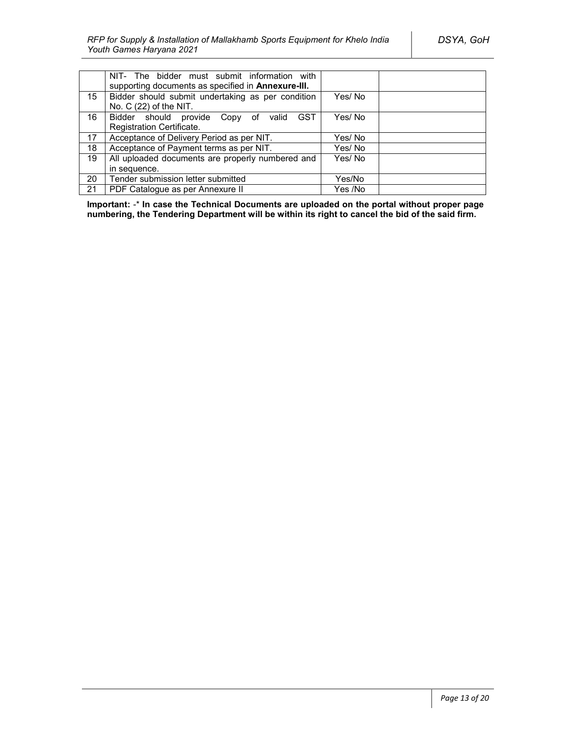|  |  |  |  |
|---|---|---|---|
|  | NIT- The bidder must submit information with supporting documents as specified in **Annexure-III.** |  |  |
| 15 | Bidder should submit undertaking as per condition No. C (22) of the NIT. | Yes/ No |  |
| 16 | Bidder should provide Copy of valid GST Registration Certificate. | Yes/ No |  |
| 17 | Acceptance of Delivery Period as per NIT. | Yes/ No |  |
| 18 | Acceptance of Payment terms as per NIT. | Yes/ No |  |
| 19 | All uploaded documents are properly numbered and in sequence. | Yes/ No |  |
| 20 | Tender submission letter submitted | Yes/No |  |
| 21 | PDF Catalogue as per Annexure II | Yes /No |  |

**Important:** -* **In case the Technical Documents are uploaded on the portal without proper page numbering, the Tendering Department will be within its right to cancel the bid of the said firm.**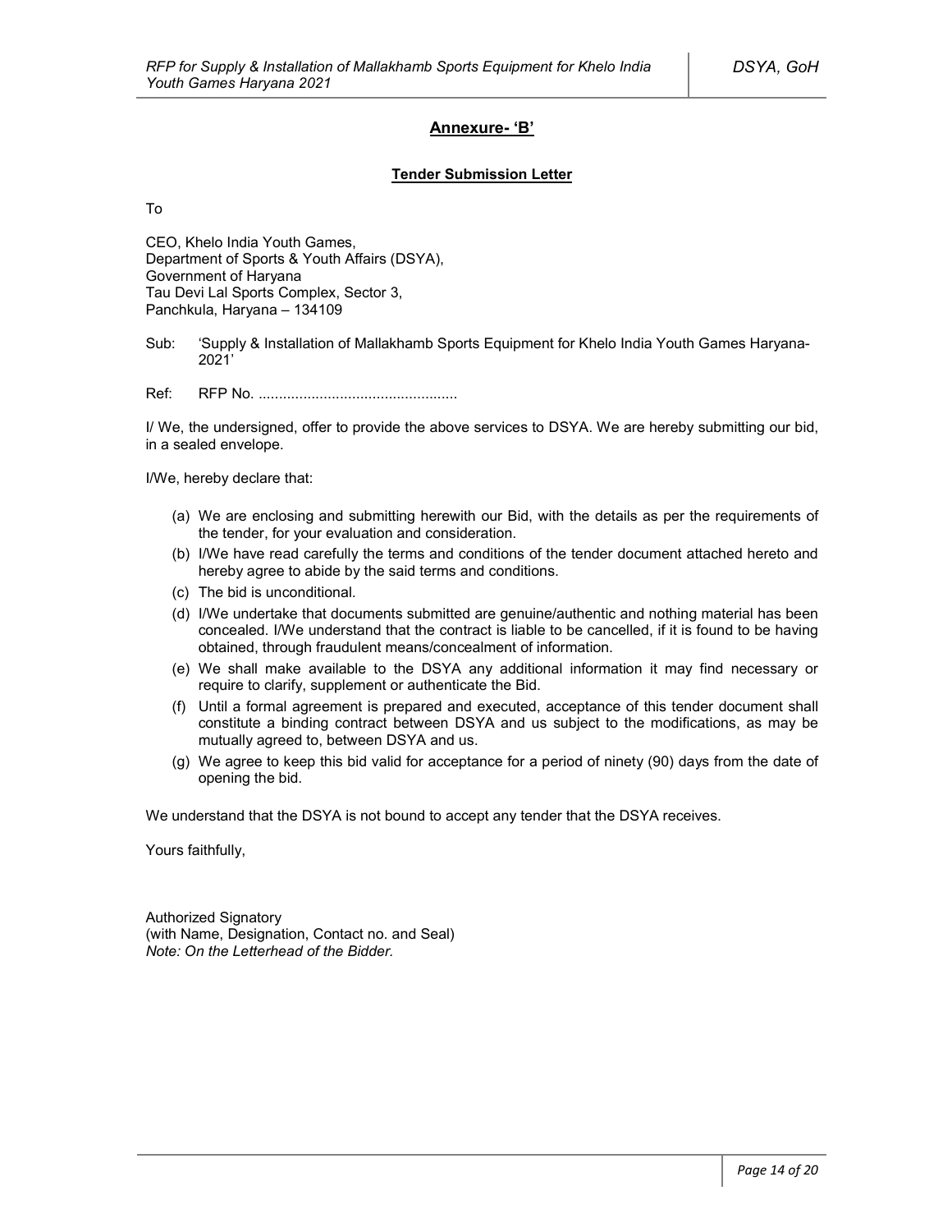## Annexure- 'B'

### Tender Submission Letter

To

CEO, Khelo India Youth Games,
Department of Sports & Youth Affairs (DSYA),
Government of Haryana
Tau Devi Lal Sports Complex, Sector 3,
Panchkula, Haryana – 134109

Sub: 'Supply & Installation of Mallakhamb Sports Equipment for Khelo India Youth Games Haryana-2021'

Ref: RFP No. ................................................

I/ We, the undersigned, offer to provide the above services to DSYA. We are hereby submitting our bid, in a sealed envelope.

I/We, hereby declare that:

(a) We are enclosing and submitting herewith our Bid, with the details as per the requirements of the tender, for your evaluation and consideration.
(b) I/We have read carefully the terms and conditions of the tender document attached hereto and hereby agree to abide by the said terms and conditions.
(c) The bid is unconditional.
(d) I/We undertake that documents submitted are genuine/authentic and nothing material has been concealed. I/We understand that the contract is liable to be cancelled, if it is found to be having obtained, through fraudulent means/concealment of information.
(e) We shall make available to the DSYA any additional information it may find necessary or require to clarify, supplement or authenticate the Bid.
(f) Until a formal agreement is prepared and executed, acceptance of this tender document shall constitute a binding contract between DSYA and us subject to the modifications, as may be mutually agreed to, between DSYA and us.
(g) We agree to keep this bid valid for acceptance for a period of ninety (90) days from the date of opening the bid.

We understand that the DSYA is not bound to accept any tender that the DSYA receives.

Yours faithfully,

Authorized Signatory
(with Name, Designation, Contact no. and Seal)
*Note: On the Letterhead of the Bidder.*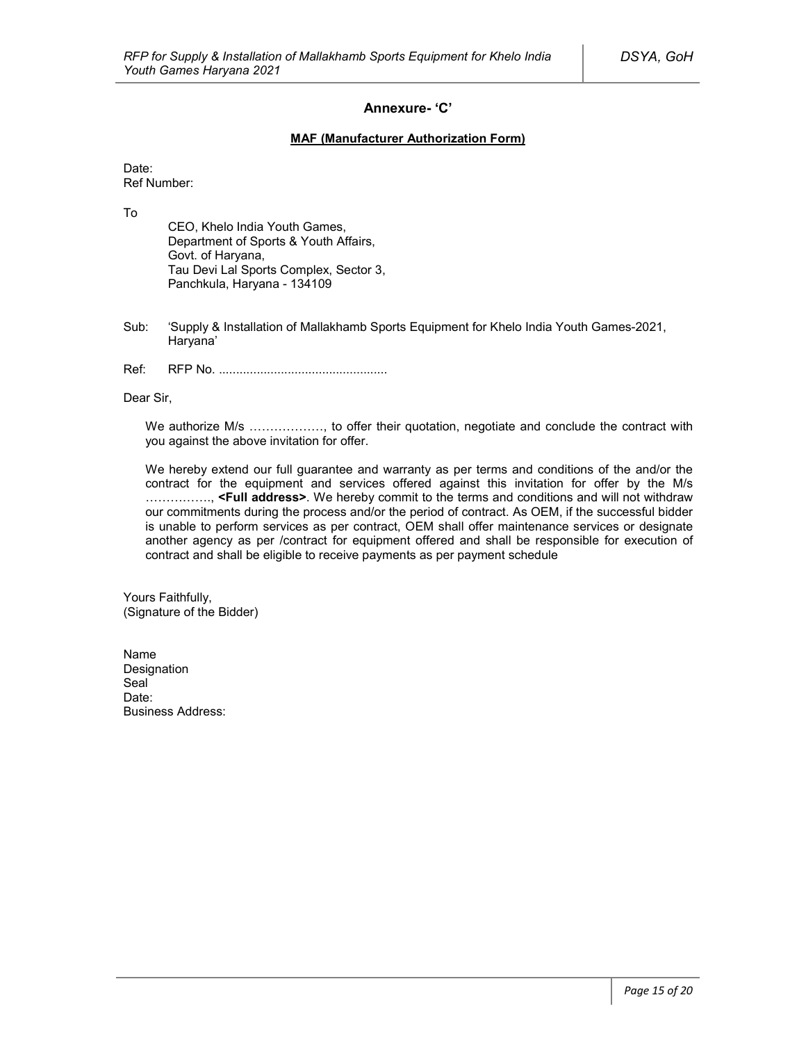## Annexure- 'C'

**MAF (Manufacturer Authorization Form)**

Date:
Ref Number:

To

CEO, Khelo India Youth Games,
Department of Sports & Youth Affairs,
Govt. of Haryana,
Tau Devi Lal Sports Complex, Sector 3,
Panchkula, Haryana - 134109

Sub: 'Supply & Installation of Mallakhamb Sports Equipment for Khelo India Youth Games-2021, Haryana'

Ref: RFP No. ................................................

Dear Sir,

We authorize M/s ………………, to offer their quotation, negotiate and conclude the contract with you against the above invitation for offer.

We hereby extend our full guarantee and warranty as per terms and conditions of the and/or the contract for the equipment and services offered against this invitation for offer by the M/s ……………., **<Full address>**. We hereby commit to the terms and conditions and will not withdraw our commitments during the process and/or the period of contract. As OEM, if the successful bidder is unable to perform services as per contract, OEM shall offer maintenance services or designate another agency as per /contract for equipment offered and shall be responsible for execution of contract and shall be eligible to receive payments as per payment schedule

Yours Faithfully,
(Signature of the Bidder)

Name
Designation
Seal
Date:
Business Address: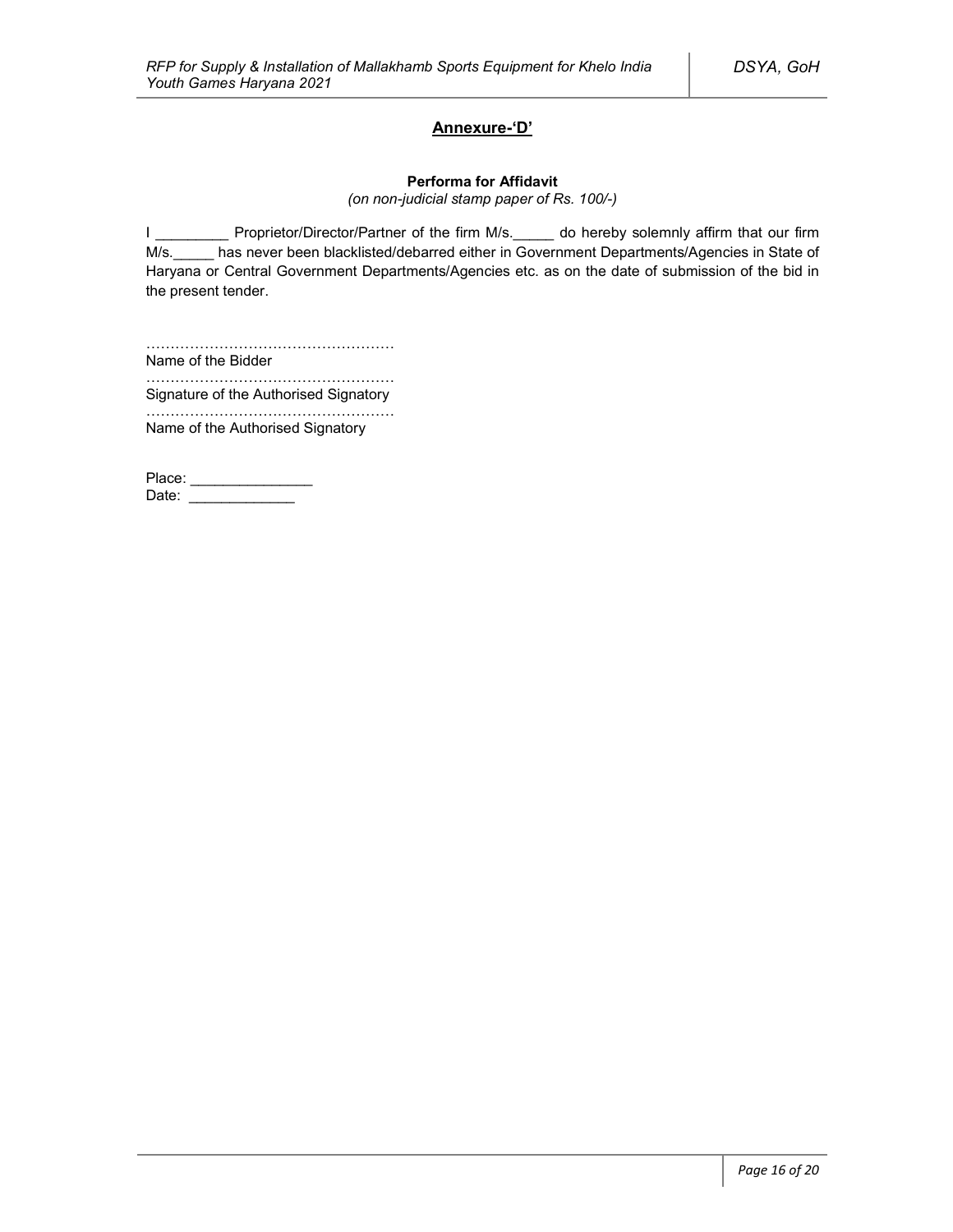## Annexure-'D'

**Performa for Affidavit**

*(on non-judicial stamp paper of Rs. 100/-)*

I _________ Proprietor/Director/Partner of the firm M/s._____ do hereby solemnly affirm that our firm M/s._____ has never been blacklisted/debarred either in Government Departments/Agencies in State of Haryana or Central Government Departments/Agencies etc. as on the date of submission of the bid in the present tender.

……………………………………………
Name of the Bidder

……………………………………………
Signature of the Authorised Signatory

……………………………………………
Name of the Authorised Signatory

Place: _______________
Date: _____________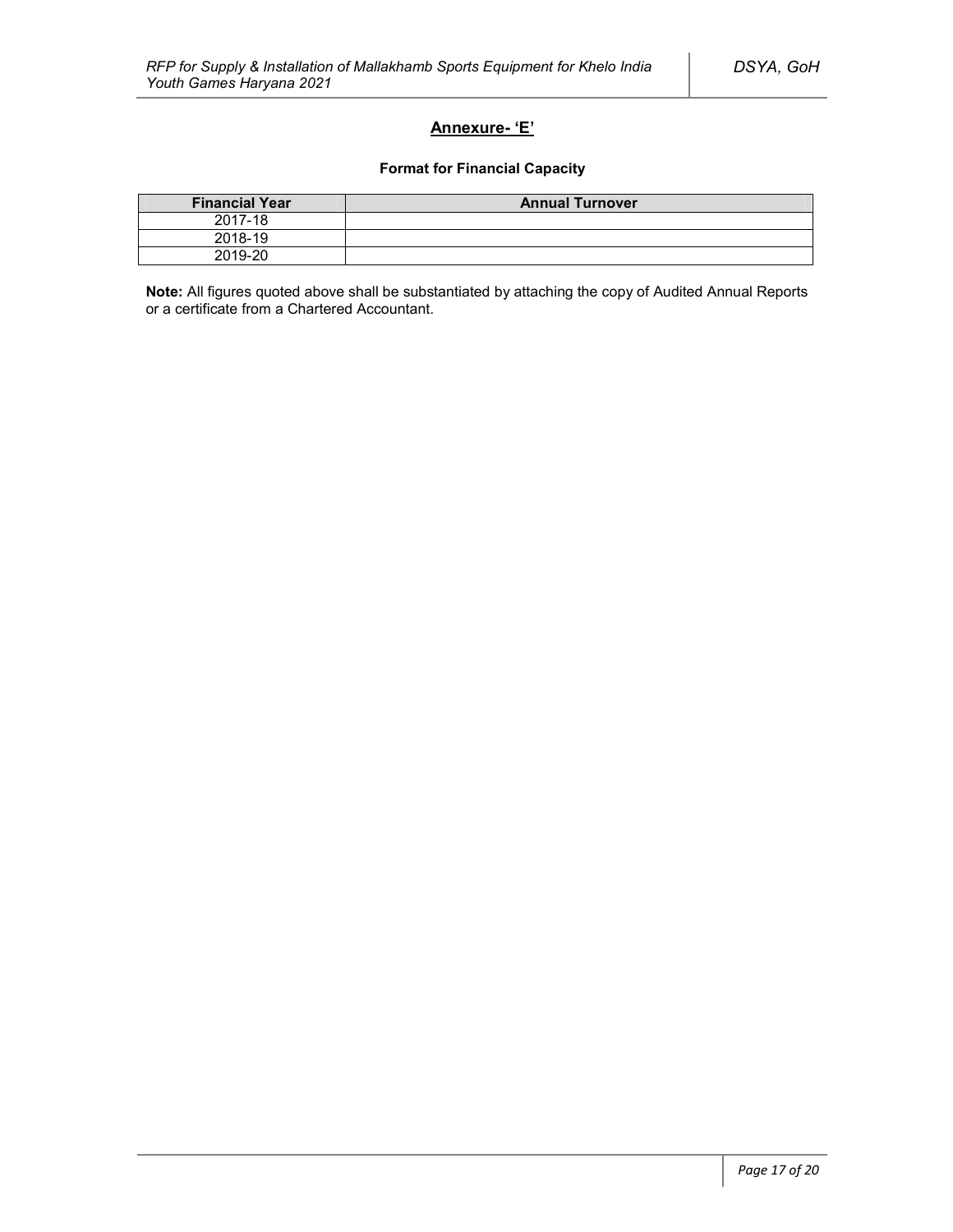## Annexure- 'E'

**Format for Financial Capacity**

| Financial Year | Annual Turnover |
|---|---|
| 2017-18 | |
| 2018-19 | |
| 2019-20 | |

**Note:** All figures quoted above shall be substantiated by attaching the copy of Audited Annual Reports or a certificate from a Chartered Accountant.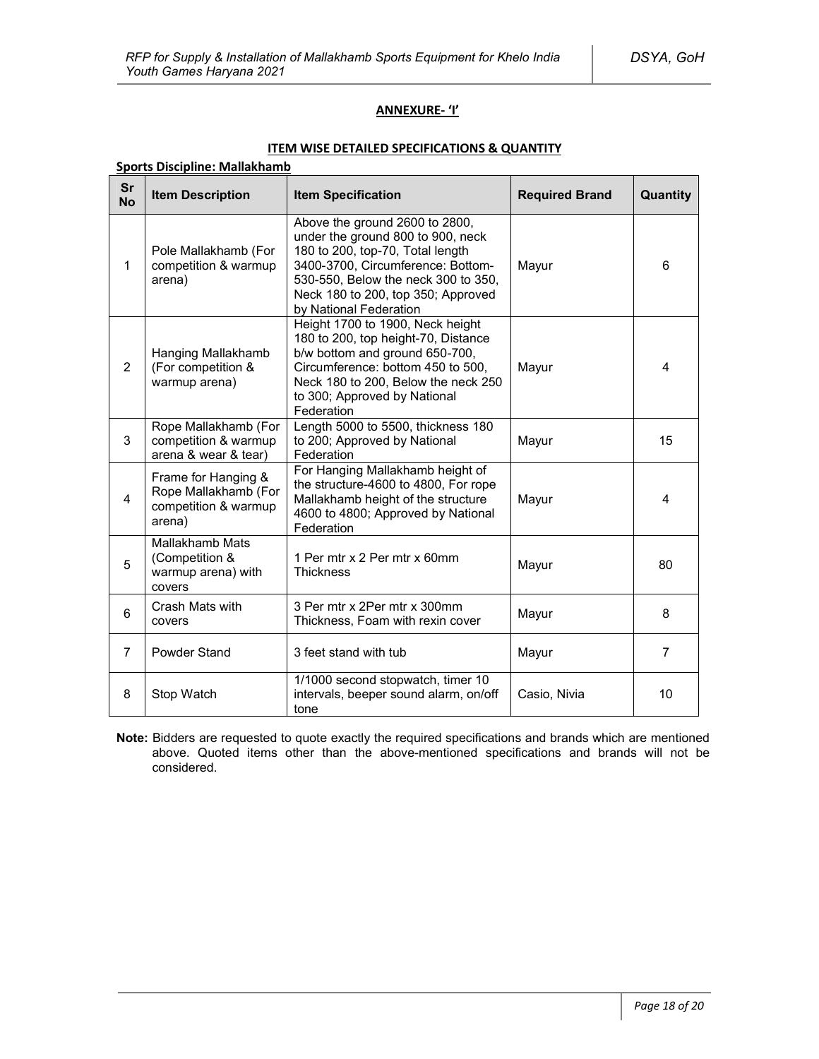## ANNEXURE- 'I'

### ITEM WISE DETAILED SPECIFICATIONS & QUANTITY

**Sports Discipline: Mallakhamb**

| Sr No | Item Description | Item Specification | Required Brand | Quantity |
|---|---|---|---|---|
| 1 | Pole Mallakhamb (For competition & warmup arena) | Above the ground 2600 to 2800, under the ground 800 to 900, neck 180 to 200, top-70, Total length 3400-3700, Circumference: Bottom-530-550, Below the neck 300 to 350, Neck 180 to 200, top 350; Approved by National Federation | Mayur | 6 |
| 2 | Hanging Mallakhamb (For competition & warmup arena) | Height 1700 to 1900, Neck height 180 to 200, top height-70, Distance b/w bottom and ground 650-700, Circumference: bottom 450 to 500, Neck 180 to 200, Below the neck 250 to 300; Approved by National Federation | Mayur | 4 |
| 3 | Rope Mallakhamb (For competition & warmup arena & wear & tear) | Length 5000 to 5500, thickness 180 to 200; Approved by National Federation | Mayur | 15 |
| 4 | Frame for Hanging & Rope Mallakhamb (For competition & warmup arena) | For Hanging Mallakhamb height of the structure-4600 to 4800, For rope Mallakhamb height of the structure 4600 to 4800; Approved by National Federation | Mayur | 4 |
| 5 | Mallakhamb Mats (Competition & warmup arena) with covers | 1 Per mtr x 2 Per mtr x 60mm Thickness | Mayur | 80 |
| 6 | Crash Mats with covers | 3 Per mtr x 2Per mtr x 300mm Thickness, Foam with rexin cover | Mayur | 8 |
| 7 | Powder Stand | 3 feet stand with tub | Mayur | 7 |
| 8 | Stop Watch | 1/1000 second stopwatch, timer 10 intervals, beeper sound alarm, on/off tone | Casio, Nivia | 10 |

**Note:** Bidders are requested to quote exactly the required specifications and brands which are mentioned above. Quoted items other than the above-mentioned specifications and brands will not be considered.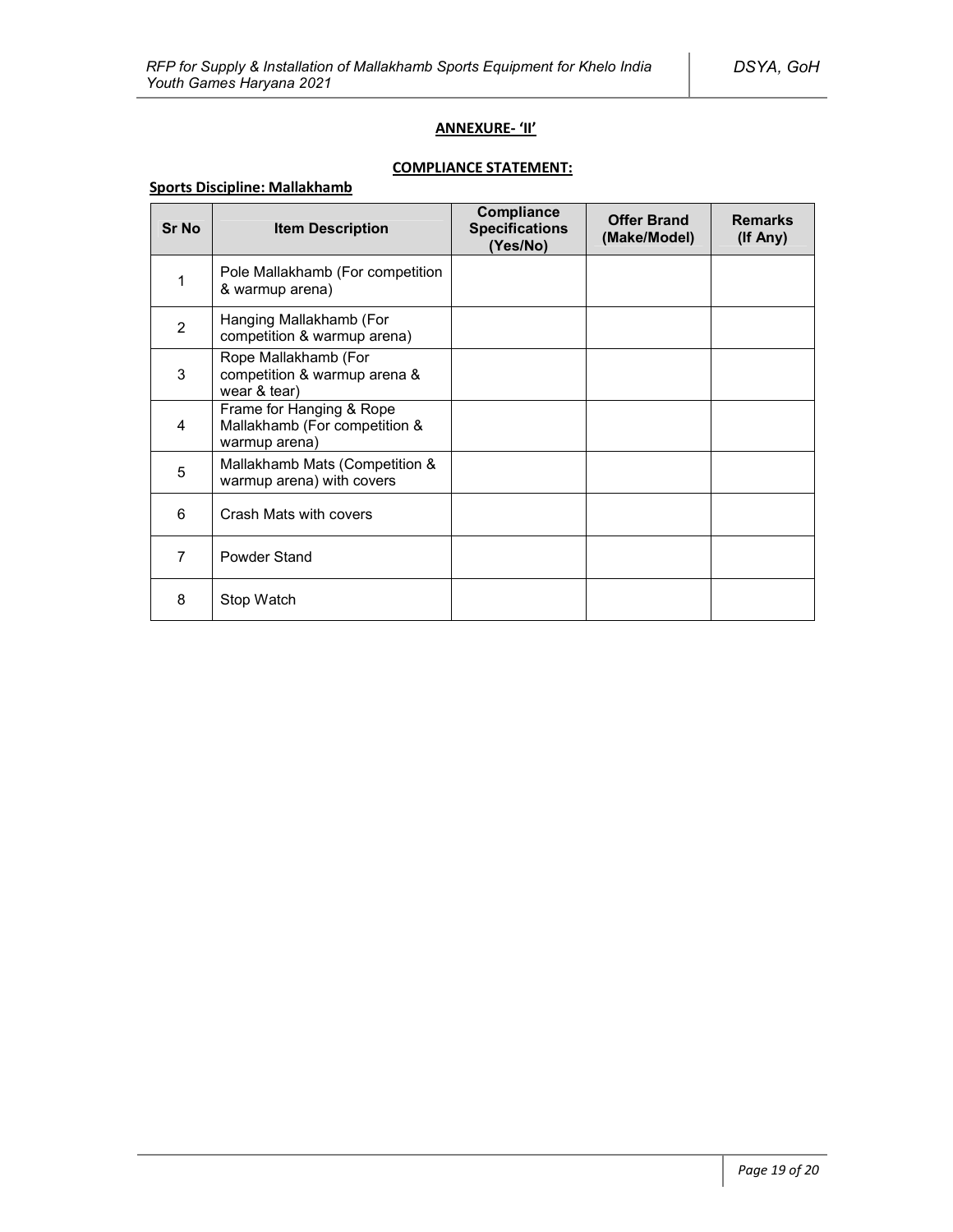**ANNEXURE- 'II'**

**COMPLIANCE STATEMENT:**

**Sports Discipline: Mallakhamb**

| Sr No | Item Description | Compliance Specifications (Yes/No) | Offer Brand (Make/Model) | Remarks (If Any) |
|---|---|---|---|---|
| 1 | Pole Mallakhamb (For competition & warmup arena) | | | |
| 2 | Hanging Mallakhamb (For competition & warmup arena) | | | |
| 3 | Rope Mallakhamb (For competition & warmup arena & wear & tear) | | | |
| 4 | Frame for Hanging & Rope Mallakhamb (For competition & warmup arena) | | | |
| 5 | Mallakhamb Mats (Competition & warmup arena) with covers | | | |
| 6 | Crash Mats with covers | | | |
| 7 | Powder Stand | | | |
| 8 | Stop Watch | | | |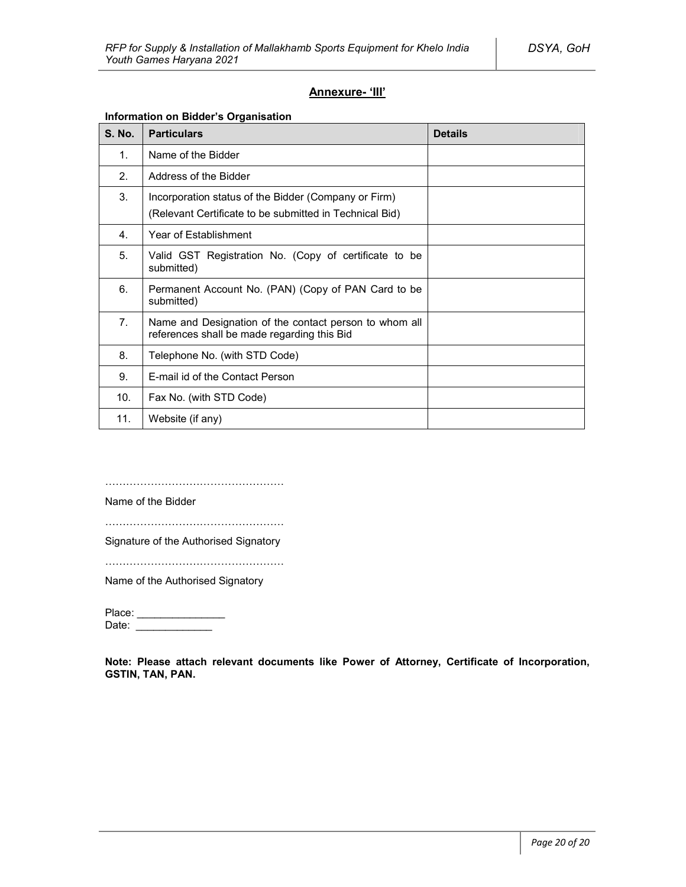## Annexure- 'III'

**Information on Bidder's Organisation**

| S. No. | Particulars | Details |
|---|---|---|
| 1. | Name of the Bidder | |
| 2. | Address of the Bidder | |
| 3. | Incorporation status of the Bidder (Company or Firm)<br>(Relevant Certificate to be submitted in Technical Bid) | |
| 4. | Year of Establishment | |
| 5. | Valid GST Registration No. (Copy of certificate to be submitted) | |
| 6. | Permanent Account No. (PAN) (Copy of PAN Card to be submitted) | |
| 7. | Name and Designation of the contact person to whom all references shall be made regarding this Bid | |
| 8. | Telephone No. (with STD Code) | |
| 9. | E-mail id of the Contact Person | |
| 10. | Fax No. (with STD Code) | |
| 11. | Website (if any) | |

……………………………………………

Name of the Bidder

……………………………………………

Signature of the Authorised Signatory

……………………………………………

Name of the Authorised Signatory

Place: _______________

Date: _____________

**Note: Please attach relevant documents like Power of Attorney, Certificate of Incorporation, GSTIN, TAN, PAN.**